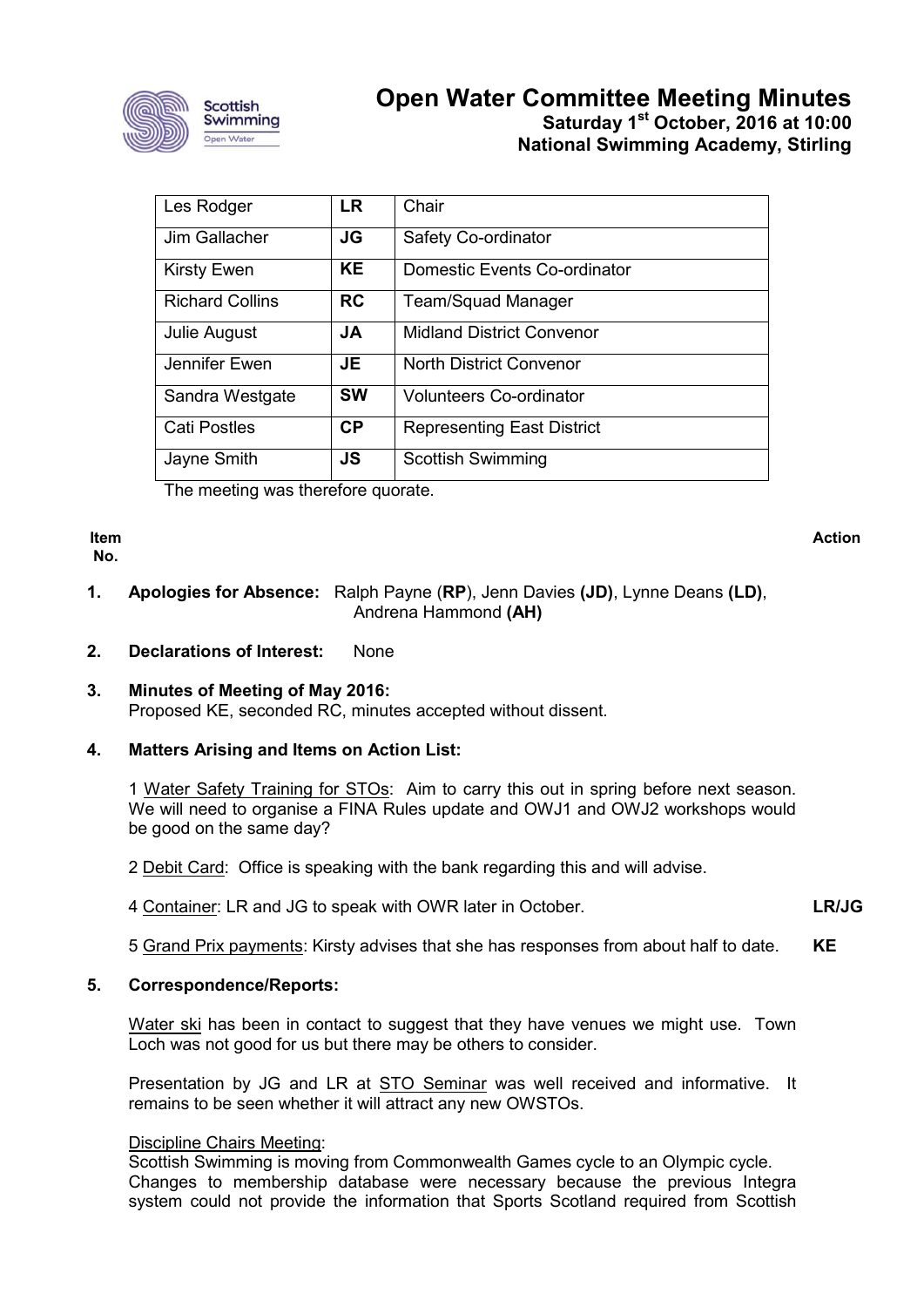# Open Water Committee Meeting Minutes

**Saturday 1st October, 2016 at 10:00**
**National Swimming Academy, Stirling**

| | | |
|---|---|---|
| Les Rodger | **LR** | Chair |
| Jim Gallacher | **JG** | Safety Co-ordinator |
| Kirsty Ewen | **KE** | Domestic Events Co-ordinator |
| Richard Collins | **RC** | Team/Squad Manager |
| Julie August | **JA** | Midland District Convenor |
| Jennifer Ewen | **JE** | North District Convenor |
| Sandra Westgate | **SW** | Volunteers Co-ordinator |
| Cati Postles | **CP** | Representing East District |
| Jayne Smith | **JS** | Scottish Swimming |

The meeting was therefore quorate.

**Item No.** **Action**

**1. Apologies for Absence:** Ralph Payne (**RP**), Jenn Davies **(JD)**, Lynne Deans **(LD)**, Andrena Hammond **(AH)**

**2. Declarations of Interest:** None

**3. Minutes of Meeting of May 2016:**
Proposed KE, seconded RC, minutes accepted without dissent.

**4. Matters Arising and Items on Action List:**

1 Water Safety Training for STOs: Aim to carry this out in spring before next season. We will need to organise a FINA Rules update and OWJ1 and OWJ2 workshops would be good on the same day?

2 Debit Card: Office is speaking with the bank regarding this and will advise.

4 Container: LR and JG to speak with OWR later in October. **LR/JG**

5 Grand Prix payments: Kirsty advises that she has responses from about half to date. **KE**

**5. Correspondence/Reports:**

Water ski has been in contact to suggest that they have venues we might use. Town Loch was not good for us but there may be others to consider.

Presentation by JG and LR at STO Seminar was well received and informative. It remains to be seen whether it will attract any new OWSTOs.

Discipline Chairs Meeting:
Scottish Swimming is moving from Commonwealth Games cycle to an Olympic cycle.
Changes to membership database were necessary because the previous Integra system could not provide the information that Sports Scotland required from Scottish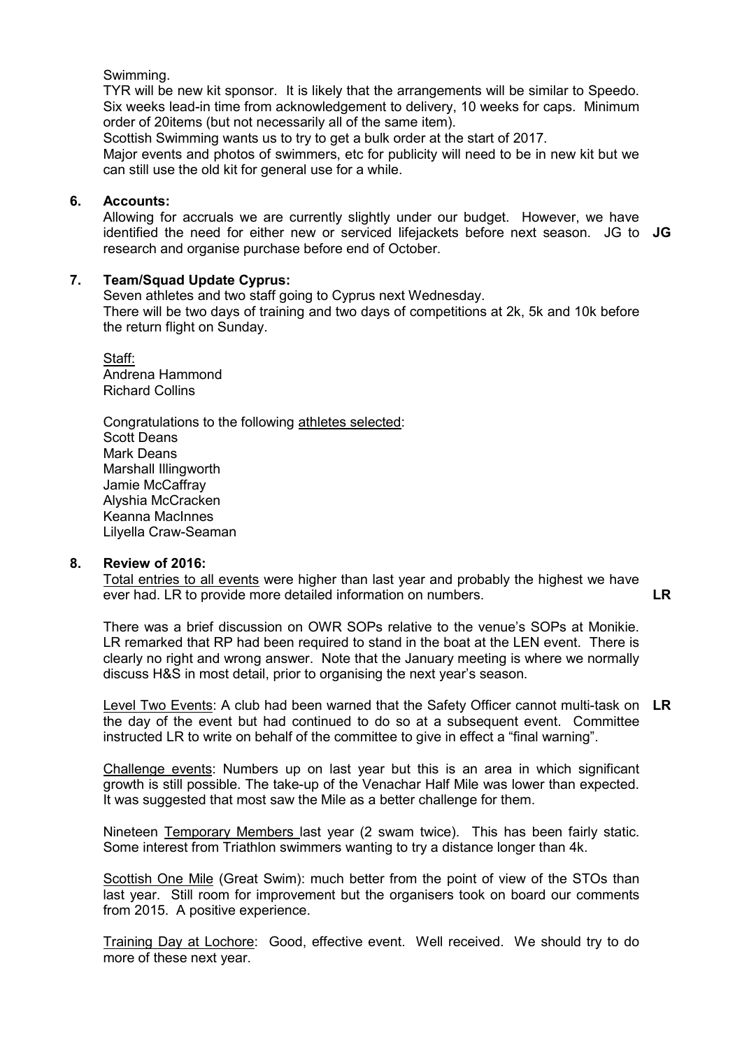Swimming.

TYR will be new kit sponsor. It is likely that the arrangements will be similar to Speedo. Six weeks lead-in time from acknowledgement to delivery, 10 weeks for caps. Minimum order of 20items (but not necessarily all of the same item).

Scottish Swimming wants us to try to get a bulk order at the start of 2017.

Major events and photos of swimmers, etc for publicity will need to be in new kit but we can still use the old kit for general use for a while.

**6. Accounts:**

Allowing for accruals we are currently slightly under our budget. However, we have identified the need for either new or serviced lifejackets before next season. JG to research and organise purchase before end of October. **JG**

**7. Team/Squad Update Cyprus:**

Seven athletes and two staff going to Cyprus next Wednesday.

There will be two days of training and two days of competitions at 2k, 5k and 10k before the return flight on Sunday.

Staff:
Andrena Hammond
Richard Collins

Congratulations to the following athletes selected:
Scott Deans
Mark Deans
Marshall Illingworth
Jamie McCaffray
Alyshia McCracken
Keanna MacInnes
Lilyella Craw-Seaman

**8. Review of 2016:**

Total entries to all events were higher than last year and probably the highest we have ever had. LR to provide more detailed information on numbers. **LR**

There was a brief discussion on OWR SOPs relative to the venue's SOPs at Monikie. LR remarked that RP had been required to stand in the boat at the LEN event. There is clearly no right and wrong answer. Note that the January meeting is where we normally discuss H&S in most detail, prior to organising the next year's season.

Level Two Events: A club had been warned that the Safety Officer cannot multi-task on the day of the event but had continued to do so at a subsequent event. Committee instructed LR to write on behalf of the committee to give in effect a "final warning". **LR**

Challenge events: Numbers up on last year but this is an area in which significant growth is still possible. The take-up of the Venachar Half Mile was lower than expected. It was suggested that most saw the Mile as a better challenge for them.

Nineteen Temporary Members last year (2 swam twice). This has been fairly static. Some interest from Triathlon swimmers wanting to try a distance longer than 4k.

Scottish One Mile (Great Swim): much better from the point of view of the STOs than last year. Still room for improvement but the organisers took on board our comments from 2015. A positive experience.

Training Day at Lochore: Good, effective event. Well received. We should try to do more of these next year.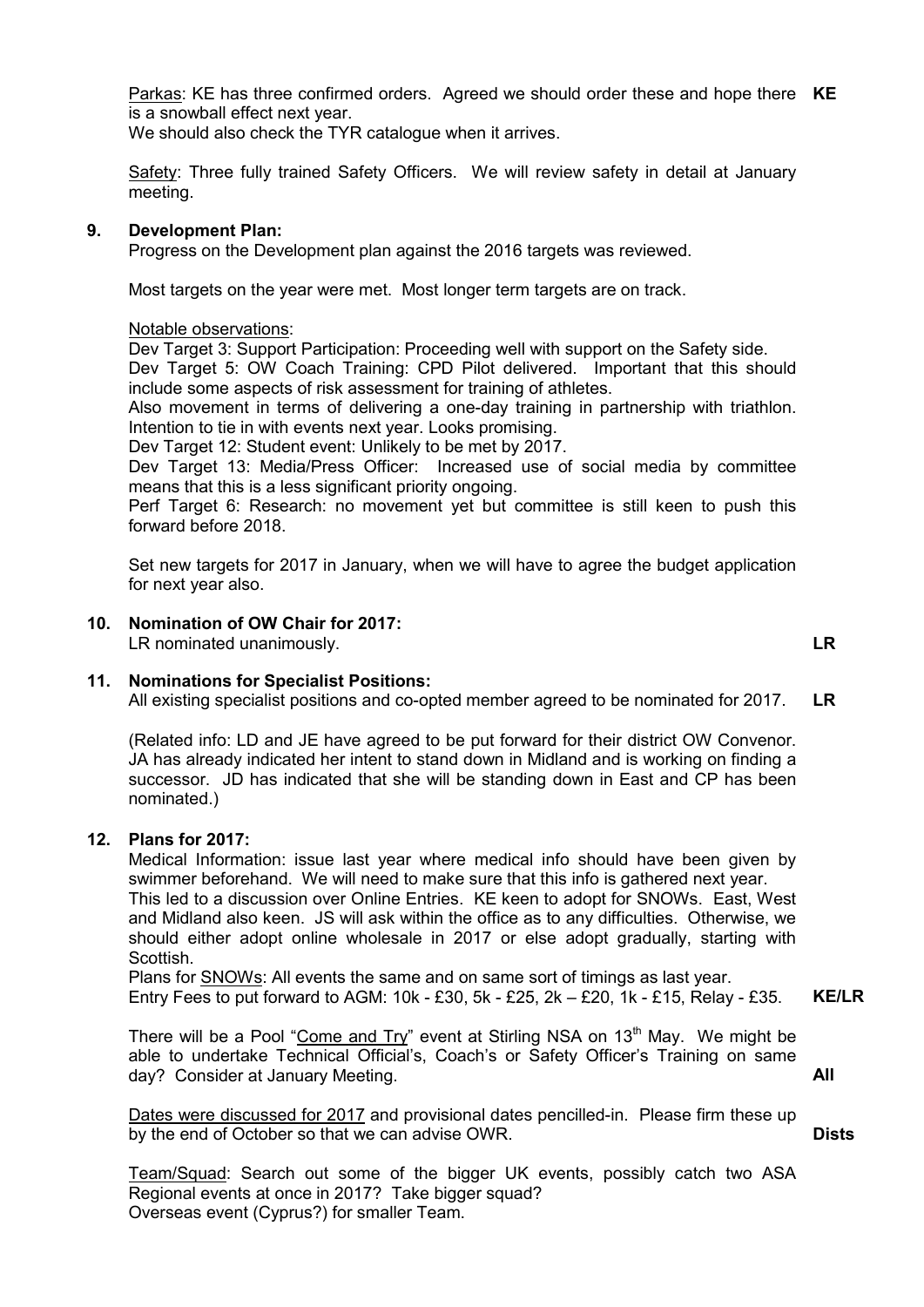Parkas: KE has three confirmed orders. Agreed we should order these and hope there is a snowball effect next year. **KE**

We should also check the TYR catalogue when it arrives.

Safety: Three fully trained Safety Officers. We will review safety in detail at January meeting.

**9. Development Plan:**

Progress on the Development plan against the 2016 targets was reviewed.

Most targets on the year were met. Most longer term targets are on track.

Notable observations:

Dev Target 3: Support Participation: Proceeding well with support on the Safety side.

Dev Target 5: OW Coach Training: CPD Pilot delivered. Important that this should include some aspects of risk assessment for training of athletes.

Also movement in terms of delivering a one-day training in partnership with triathlon. Intention to tie in with events next year. Looks promising.

Dev Target 12: Student event: Unlikely to be met by 2017.

Dev Target 13: Media/Press Officer: Increased use of social media by committee means that this is a less significant priority ongoing.

Perf Target 6: Research: no movement yet but committee is still keen to push this forward before 2018.

Set new targets for 2017 in January, when we will have to agree the budget application for next year also.

**10. Nomination of OW Chair for 2017:**

LR nominated unanimously. **LR**

**11. Nominations for Specialist Positions:**

All existing specialist positions and co-opted member agreed to be nominated for 2017. **LR**

(Related info: LD and JE have agreed to be put forward for their district OW Convenor. JA has already indicated her intent to stand down in Midland and is working on finding a successor. JD has indicated that she will be standing down in East and CP has been nominated.)

**12. Plans for 2017:**

Medical Information: issue last year where medical info should have been given by swimmer beforehand. We will need to make sure that this info is gathered next year.

This led to a discussion over Online Entries. KE keen to adopt for SNOWs. East, West and Midland also keen. JS will ask within the office as to any difficulties. Otherwise, we should either adopt online wholesale in 2017 or else adopt gradually, starting with Scottish.

Plans for SNOWs: All events the same and on same sort of timings as last year.

Entry Fees to put forward to AGM: 10k - £30, 5k - £25, 2k – £20, 1k - £15, Relay - £35. **KE/LR**

There will be a Pool "Come and Try" event at Stirling NSA on 13th May. We might be able to undertake Technical Official's, Coach's or Safety Officer's Training on same day? Consider at January Meeting. **All**

Dates were discussed for 2017 and provisional dates pencilled-in. Please firm these up by the end of October so that we can advise OWR. **Dists**

Team/Squad: Search out some of the bigger UK events, possibly catch two ASA Regional events at once in 2017? Take bigger squad?

Overseas event (Cyprus?) for smaller Team.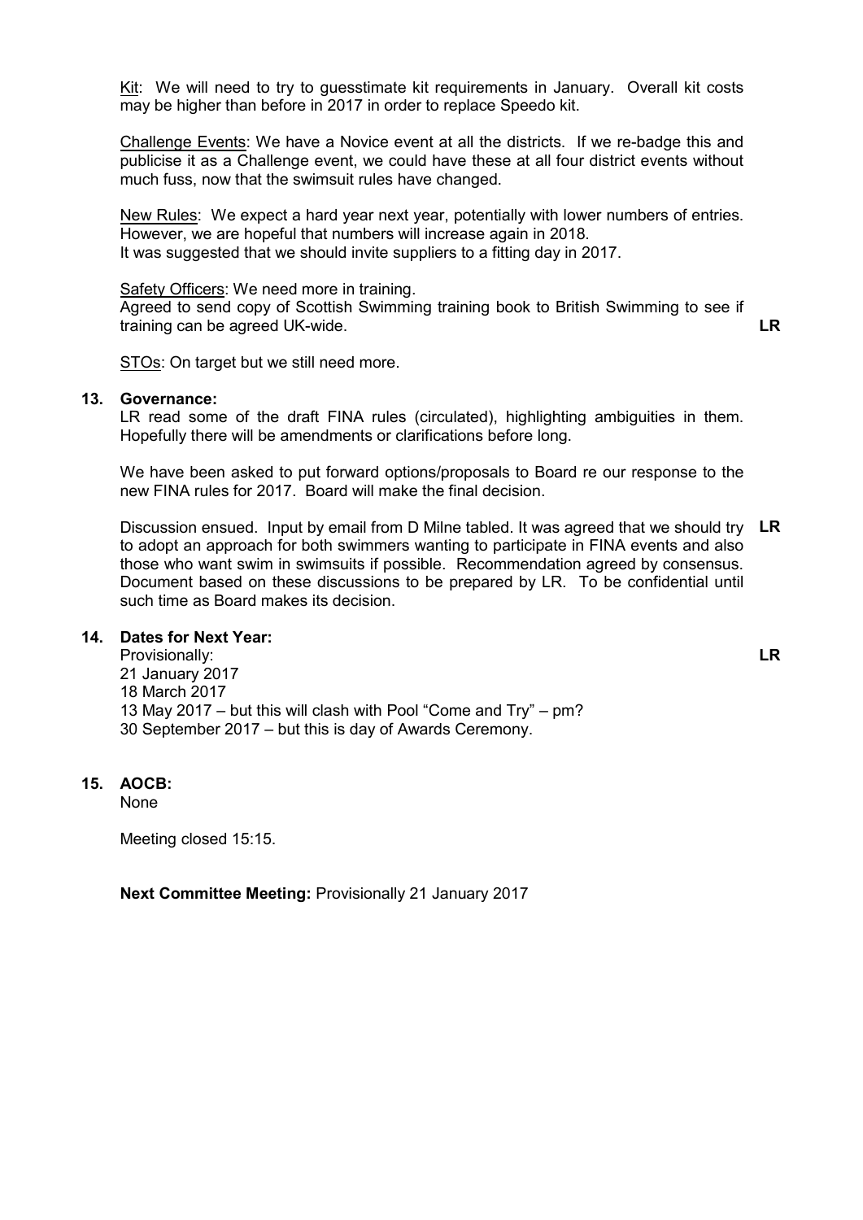Kit: We will need to try to guesstimate kit requirements in January. Overall kit costs may be higher than before in 2017 in order to replace Speedo kit.

Challenge Events: We have a Novice event at all the districts. If we re-badge this and publicise it as a Challenge event, we could have these at all four district events without much fuss, now that the swimsuit rules have changed.

New Rules: We expect a hard year next year, potentially with lower numbers of entries. However, we are hopeful that numbers will increase again in 2018.
It was suggested that we should invite suppliers to a fitting day in 2017.

Safety Officers: We need more in training.
Agreed to send copy of Scottish Swimming training book to British Swimming to see if training can be agreed UK-wide. **LR**

STOs: On target but we still need more.

**13. Governance:**

LR read some of the draft FINA rules (circulated), highlighting ambiguities in them. Hopefully there will be amendments or clarifications before long.

We have been asked to put forward options/proposals to Board re our response to the new FINA rules for 2017. Board will make the final decision.

Discussion ensued. Input by email from D Milne tabled. It was agreed that we should try to adopt an approach for both swimmers wanting to participate in FINA events and also those who want swim in swimsuits if possible. Recommendation agreed by consensus. Document based on these discussions to be prepared by LR. To be confidential until such time as Board makes its decision. **LR**

**14. Dates for Next Year:**

Provisionally: **LR**
21 January 2017
18 March 2017
13 May 2017 – but this will clash with Pool "Come and Try" – pm?
30 September 2017 – but this is day of Awards Ceremony.

**15. AOCB:**

None

Meeting closed 15:15.

**Next Committee Meeting:** Provisionally 21 January 2017